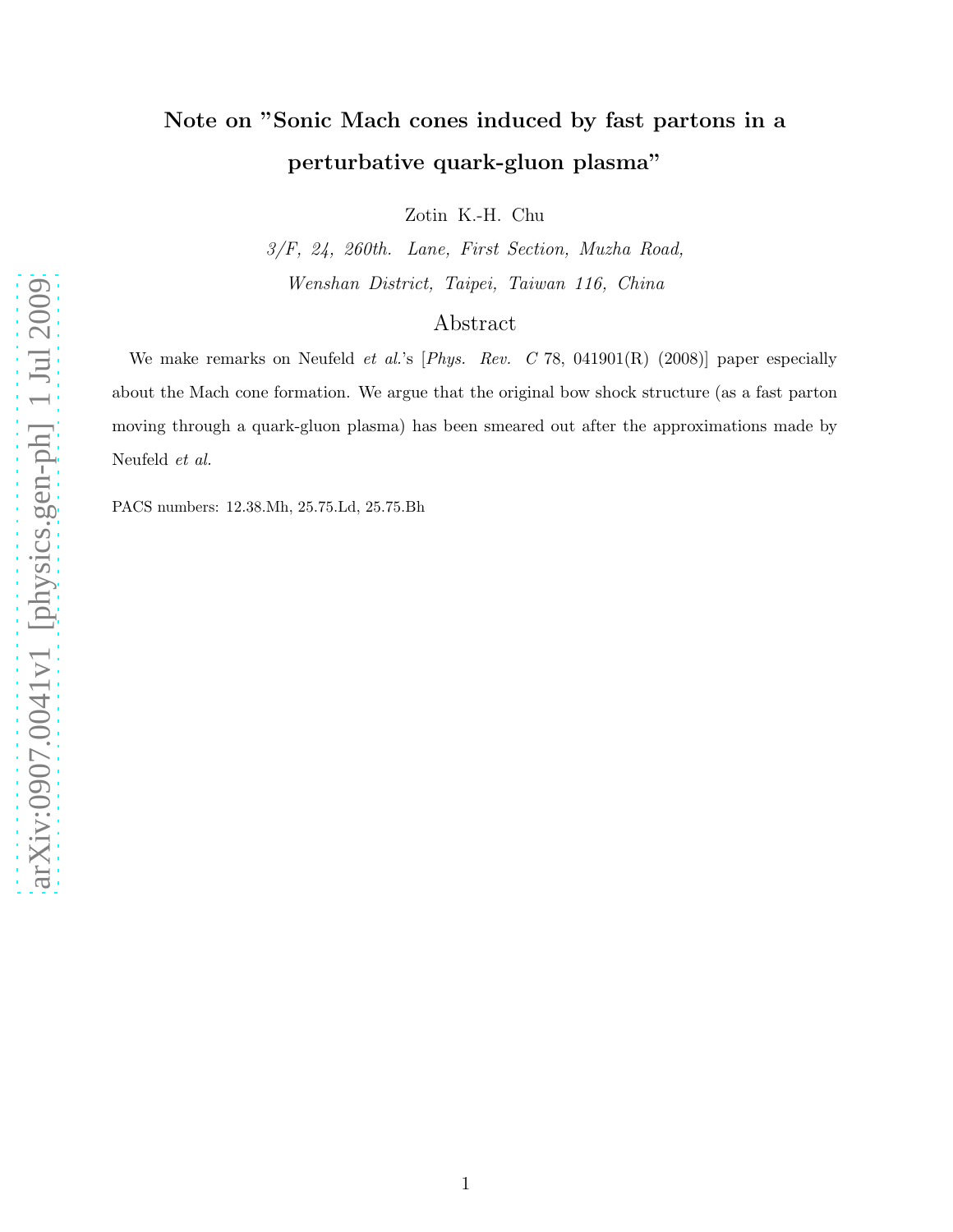# Note on "Sonic Mach cones induced by fast partons in a perturbative quark-gluon plasma"

Zotin K.-H. Chu

*3/F, 24, 260th. Lane, First Section, Muzha Road,*
*Wenshan District, Taipei, Taiwan 116, China*

## Abstract

We make remarks on Neufeld *et al.*'s [*Phys. Rev. C* 78, 041901(R) (2008)] paper especially about the Mach cone formation. We argue that the original bow shock structure (as a fast parton moving through a quark-gluon plasma) has been smeared out after the approximations made by Neufeld *et al.*

PACS numbers: 12.38.Mh, 25.75.Ld, 25.75.Bh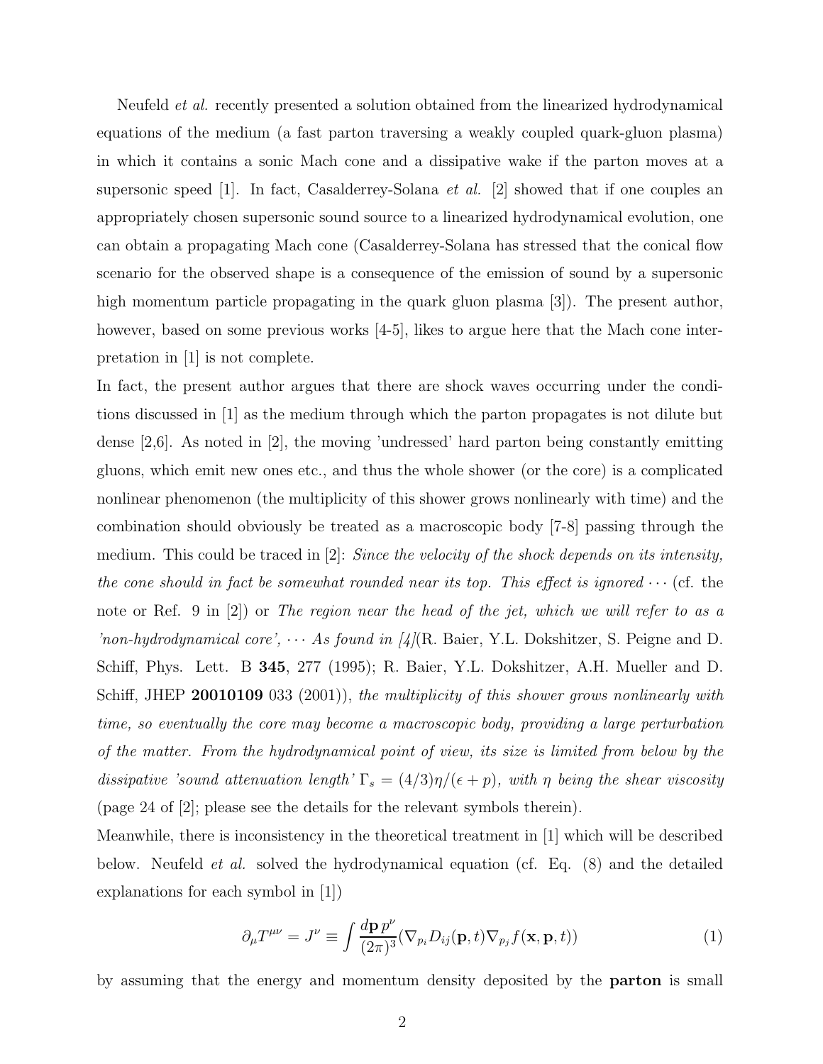Neufeld *et al.* recently presented a solution obtained from the linearized hydrodynamical equations of the medium (a fast parton traversing a weakly coupled quark-gluon plasma) in which it contains a sonic Mach cone and a dissipative wake if the parton moves at a supersonic speed [1]. In fact, Casalderrey-Solana *et al.* [2] showed that if one couples an appropriately chosen supersonic sound source to a linearized hydrodynamical evolution, one can obtain a propagating Mach cone (Casalderrey-Solana has stressed that the conical flow scenario for the observed shape is a consequence of the emission of sound by a supersonic high momentum particle propagating in the quark gluon plasma [3]). The present author, however, based on some previous works [4-5], likes to argue here that the Mach cone interpretation in [1] is not complete.

In fact, the present author argues that there are shock waves occurring under the conditions discussed in [1] as the medium through which the parton propagates is not dilute but dense [2,6]. As noted in [2], the moving 'undressed' hard parton being constantly emitting gluons, which emit new ones etc., and thus the whole shower (or the core) is a complicated nonlinear phenomenon (the multiplicity of this shower grows nonlinearly with time) and the combination should obviously be treated as a macroscopic body [7-8] passing through the medium. This could be traced in [2]: *Since the velocity of the shock depends on its intensity, the cone should in fact be somewhat rounded near its top. This effect is ignored* $\cdots$ (cf. the note or Ref. 9 in [2]) or *The region near the head of the jet, which we will refer to as a 'non-hydrodynamical core',* $\cdots$ *As found in [4]*(R. Baier, Y.L. Dokshitzer, S. Peigne and D. Schiff, Phys. Lett. B **345**, 277 (1995); R. Baier, Y.L. Dokshitzer, A.H. Mueller and D. Schiff, JHEP **20010109** 033 (2001)), *the multiplicity of this shower grows nonlinearly with time, so eventually the core may become a macroscopic body, providing a large perturbation of the matter. From the hydrodynamical point of view, its size is limited from below by the dissipative 'sound attenuation length'* $\Gamma_s = (4/3)\eta/(\epsilon + p)$*, with* $\eta$ *being the shear viscosity* (page 24 of [2]; please see the details for the relevant symbols therein).

Meanwhile, there is inconsistency in the theoretical treatment in [1] which will be described below. Neufeld *et al.* solved the hydrodynamical equation (cf. Eq. (8) and the detailed explanations for each symbol in [1])

$$\partial_\mu T^{\mu\nu} = J^\nu \equiv \int \frac{d\mathbf{p}\, p^\nu}{(2\pi)^3} (\nabla_{p_i} D_{ij}(\mathbf{p}, t) \nabla_{p_j} f(\mathbf{x}, \mathbf{p}, t)) \tag{1}$$

by assuming that the energy and momentum density deposited by the **parton** is small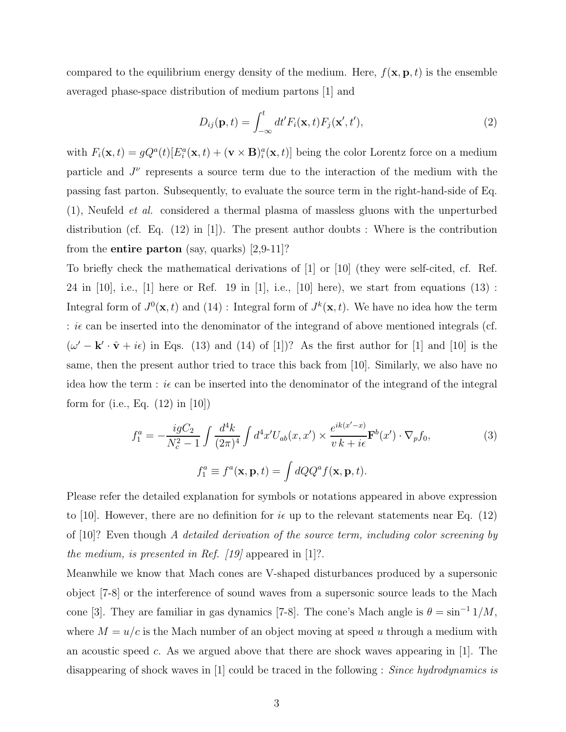compared to the equilibrium energy density of the medium. Here, $f(\mathbf{x}, \mathbf{p}, t)$ is the ensemble averaged phase-space distribution of medium partons [1] and

$$D_{ij}(\mathbf{p}, t) = \int_{-\infty}^{t} dt' F_i(\mathbf{x}, t) F_j(\mathbf{x}', t'), \tag{2}$$

with $F_i(\mathbf{x}, t) = gQ^a(t)[E_i^a(\mathbf{x}, t) + (\mathbf{v} \times \mathbf{B})_i^a(\mathbf{x}, t)]$ being the color Lorentz force on a medium particle and $J^\nu$ represents a source term due to the interaction of the medium with the passing fast parton. Subsequently, to evaluate the source term in the right-hand-side of Eq. (1), Neufeld *et al.* considered a thermal plasma of massless gluons with the unperturbed distribution (cf. Eq. (12) in [1]). The present author doubts : Where is the contribution from the **entire parton** (say, quarks) [2,9-11]?

To briefly check the mathematical derivations of [1] or [10] (they were self-cited, cf. Ref. 24 in [10], i.e., [1] here or Ref. 19 in [1], i.e., [10] here), we start from equations (13) : Integral form of $J^0(\mathbf{x}, t)$ and (14) : Integral form of $J^k(\mathbf{x}, t)$. We have no idea how the term : $i\epsilon$ can be inserted into the denominator of the integrand of above mentioned integrals (cf. $(\omega' - \mathbf{k}' \cdot \hat{\mathbf{v}} + i\epsilon)$ in Eqs. (13) and (14) of [1])? As the first author for [1] and [10] is the same, then the present author tried to trace this back from [10]. Similarly, we also have no idea how the term : $i\epsilon$ can be inserted into the denominator of the integrand of the integral form for (i.e., Eq. (12) in [10])

$$f_1^a = -\frac{igC_2}{N_c^2 - 1} \int \frac{d^4k}{(2\pi)^4} \int d^4x' U_{ab}(x, x') \times \frac{e^{ik(x'-x)}}{v\,k + i\epsilon} \mathbf{F}^b(x') \cdot \nabla_p f_0, \tag{3}$$

$$f_1^a \equiv f^a(\mathbf{x}, \mathbf{p}, t) = \int dQ Q^a f(\mathbf{x}, \mathbf{p}, t).$$

Please refer the detailed explanation for symbols or notations appeared in above expression to [10]. However, there are no definition for $i\epsilon$ up to the relevant statements near Eq. (12) of [10]? Even though *A detailed derivation of the source term, including color screening by the medium, is presented in Ref. [19]* appeared in [1]?.

Meanwhile we know that Mach cones are V-shaped disturbances produced by a supersonic object [7-8] or the interference of sound waves from a supersonic source leads to the Mach cone [3]. They are familiar in gas dynamics [7-8]. The cone's Mach angle is $\theta = \sin^{-1} 1/M$, where $M = u/c$ is the Mach number of an object moving at speed $u$ through a medium with an acoustic speed $c$. As we argued above that there are shock waves appearing in [1]. The disappearing of shock waves in [1] could be traced in the following : *Since hydrodynamics is*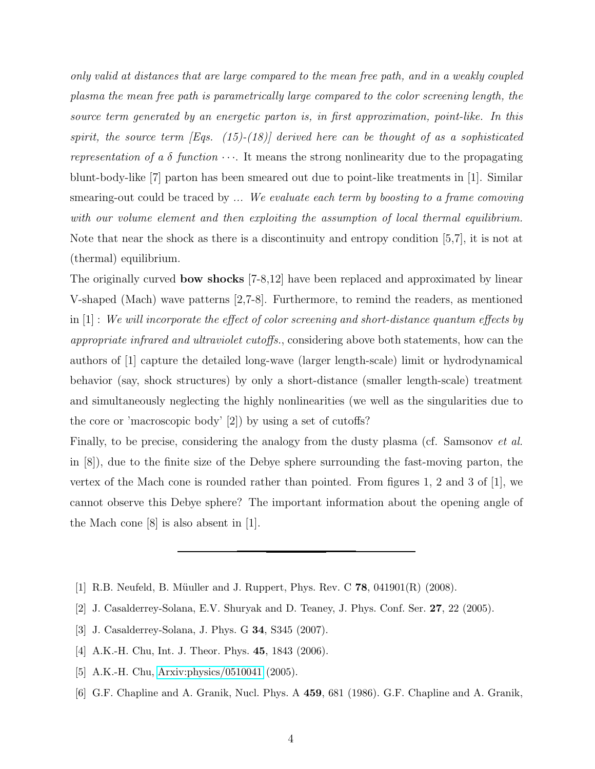*only valid at distances that are large compared to the mean free path, and in a weakly coupled plasma the mean free path is parametrically large compared to the color screening length, the source term generated by an energetic parton is, in first approximation, point-like. In this spirit, the source term [Eqs. (15)-(18)] derived here can be thought of as a sophisticated representation of a $\delta$ function* $\cdots$. It means the strong nonlinearity due to the propagating blunt-body-like [7] parton has been smeared out due to point-like treatments in [1]. Similar smearing-out could be traced by ... *We evaluate each term by boosting to a frame comoving with our volume element and then exploiting the assumption of local thermal equilibrium.* Note that near the shock as there is a discontinuity and entropy condition [5,7], it is not at (thermal) equilibrium.

The originally curved **bow shocks** [7-8,12] have been replaced and approximated by linear V-shaped (Mach) wave patterns [2,7-8]. Furthermore, to remind the readers, as mentioned in [1] : *We will incorporate the effect of color screening and short-distance quantum effects by appropriate infrared and ultraviolet cutoffs.*, considering above both statements, how can the authors of [1] capture the detailed long-wave (larger length-scale) limit or hydrodynamical behavior (say, shock structures) by only a short-distance (smaller length-scale) treatment and simultaneously neglecting the highly nonlinearities (we well as the singularities due to the core or 'macroscopic body' [2]) by using a set of cutoffs?

Finally, to be precise, considering the analogy from the dusty plasma (cf. Samsonov *et al.* in [8]), due to the finite size of the Debye sphere surrounding the fast-moving parton, the vertex of the Mach cone is rounded rather than pointed. From figures 1, 2 and 3 of [1], we cannot observe this Debye sphere? The important information about the opening angle of the Mach cone [8] is also absent in [1].

---

[1] R.B. Neufeld, B. Müuller and J. Ruppert, Phys. Rev. C **78**, 041901(R) (2008).

[2] J. Casalderrey-Solana, E.V. Shuryak and D. Teaney, J. Phys. Conf. Ser. **27**, 22 (2005).

[3] J. Casalderrey-Solana, J. Phys. G **34**, S345 (2007).

[4] A.K.-H. Chu, Int. J. Theor. Phys. **45**, 1843 (2006).

[5] A.K.-H. Chu, Arxiv:physics/0510041 (2005).

[6] G.F. Chapline and A. Granik, Nucl. Phys. A **459**, 681 (1986). G.F. Chapline and A. Granik,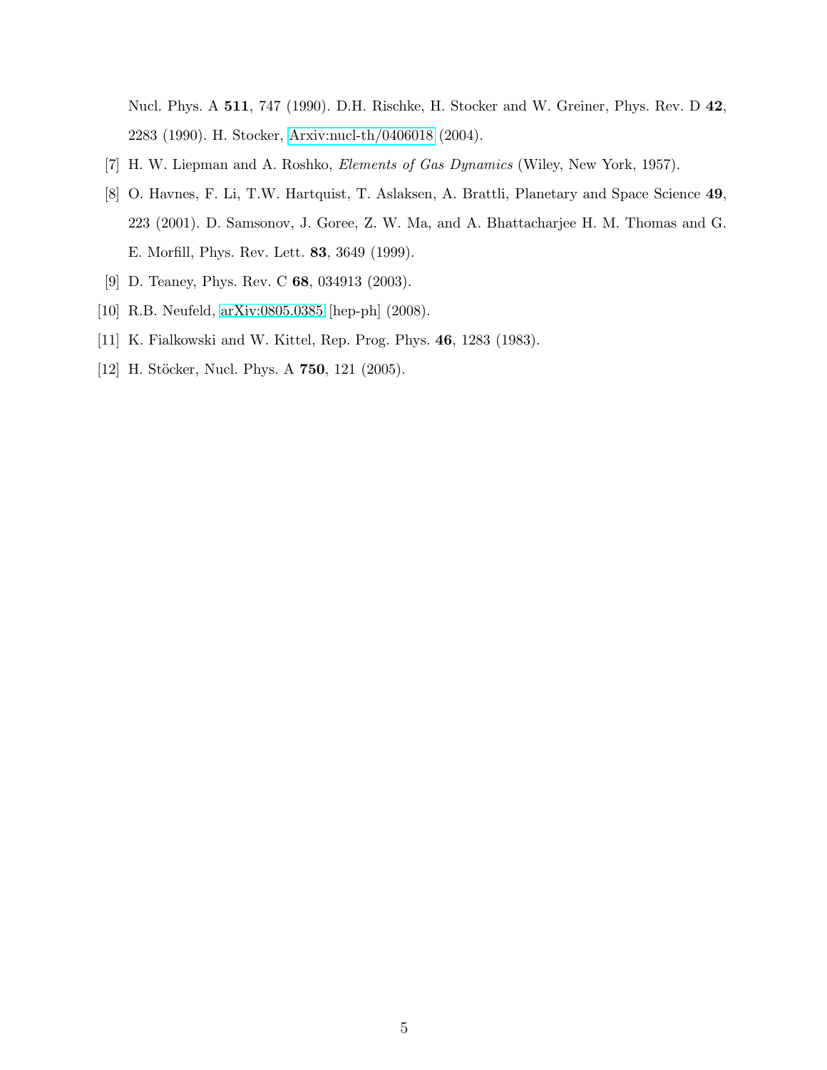Nucl. Phys. A **511**, 747 (1990). D.H. Rischke, H. Stocker and W. Greiner, Phys. Rev. D **42**, 2283 (1990). H. Stocker, Arxiv:nucl-th/0406018 (2004).

[7] H. W. Liepman and A. Roshko, *Elements of Gas Dynamics* (Wiley, New York, 1957).

[8] O. Havnes, F. Li, T.W. Hartquist, T. Aslaksen, A. Brattli, Planetary and Space Science **49**, 223 (2001). D. Samsonov, J. Goree, Z. W. Ma, and A. Bhattacharjee H. M. Thomas and G. E. Morfill, Phys. Rev. Lett. **83**, 3649 (1999).

[9] D. Teaney, Phys. Rev. C **68**, 034913 (2003).

[10] R.B. Neufeld, arXiv:0805.0385 [hep-ph] (2008).

[11] K. Fialkowski and W. Kittel, Rep. Prog. Phys. **46**, 1283 (1983).

[12] H. Stöcker, Nucl. Phys. A **750**, 121 (2005).